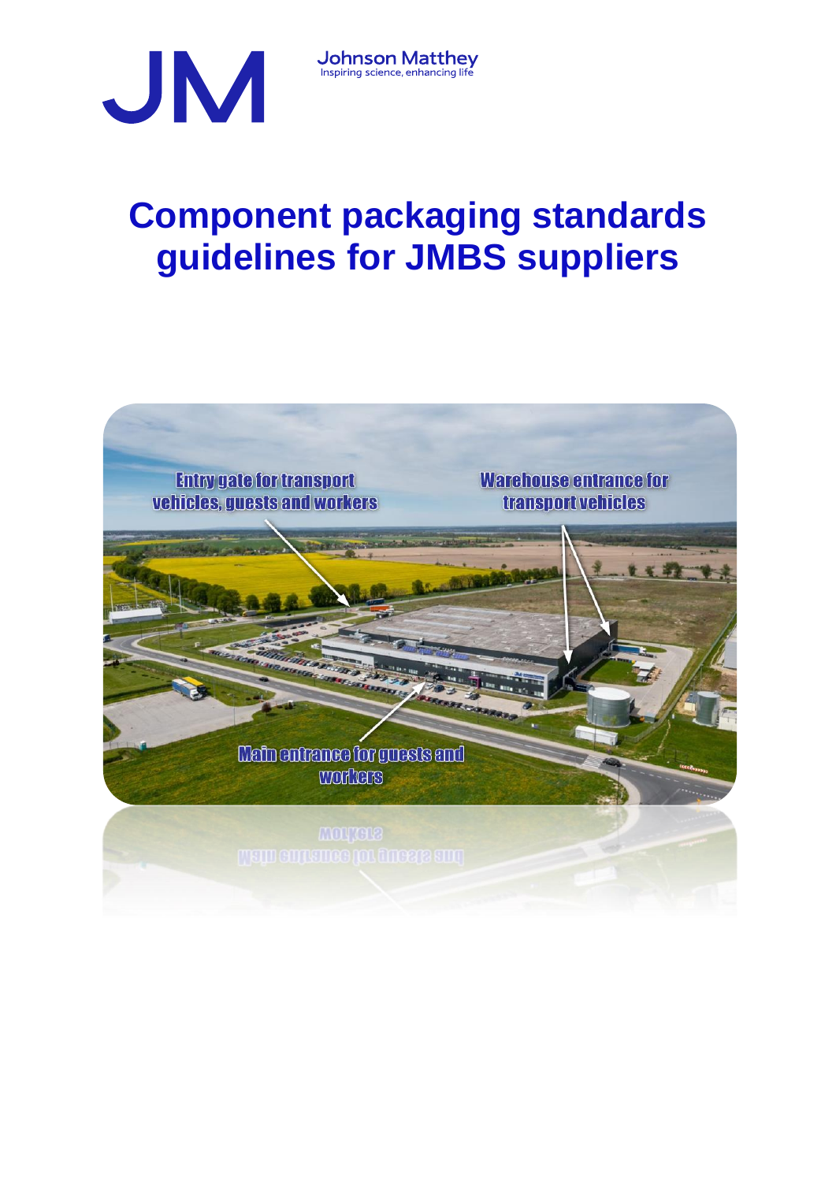# Component packaging standards guidelines for JMBS suppliers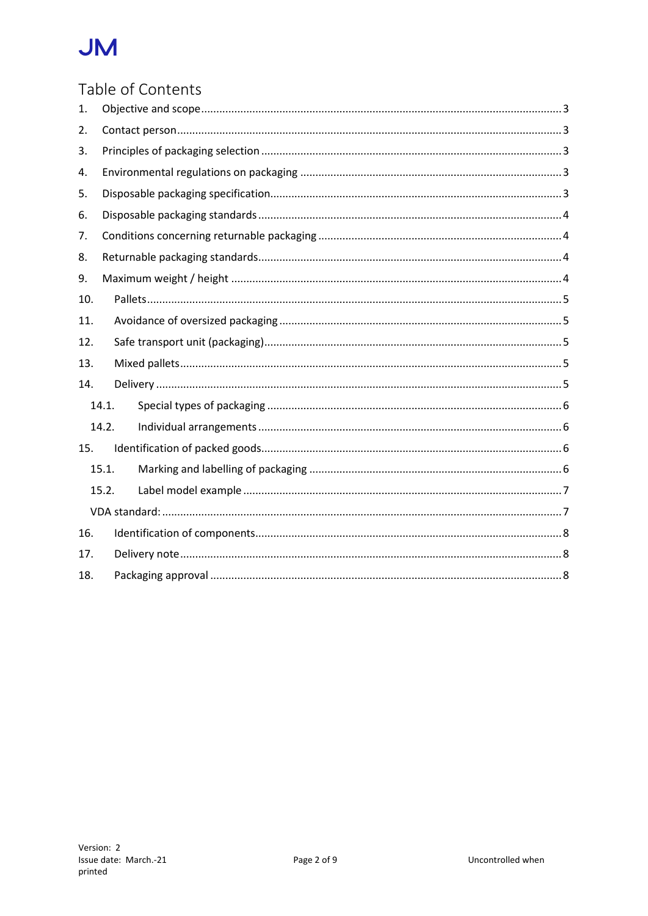JM

# Table of Contents

1. Objective and scope ..... 3
2. Contact person ..... 3
3. Principles of packaging selection ..... 3
4. Environmental regulations on packaging ..... 3
5. Disposable packaging specification ..... 3
6. Disposable packaging standards ..... 4
7. Conditions concerning returnable packaging ..... 4
8. Returnable packaging standards ..... 4
9. Maximum weight / height ..... 4
10. Pallets ..... 5
11. Avoidance of oversized packaging ..... 5
12. Safe transport unit (packaging) ..... 5
13. Mixed pallets ..... 5
14. Delivery ..... 5
    - 14.1. Special types of packaging ..... 6
    - 14.2. Individual arrangements ..... 6
15. Identification of packed goods ..... 6
    - 15.1. Marking and labelling of packaging ..... 6
    - 15.2. Label model example ..... 7
    - VDA standard: ..... 7
16. Identification of components ..... 8
17. Delivery note ..... 8
18. Packaging approval ..... 8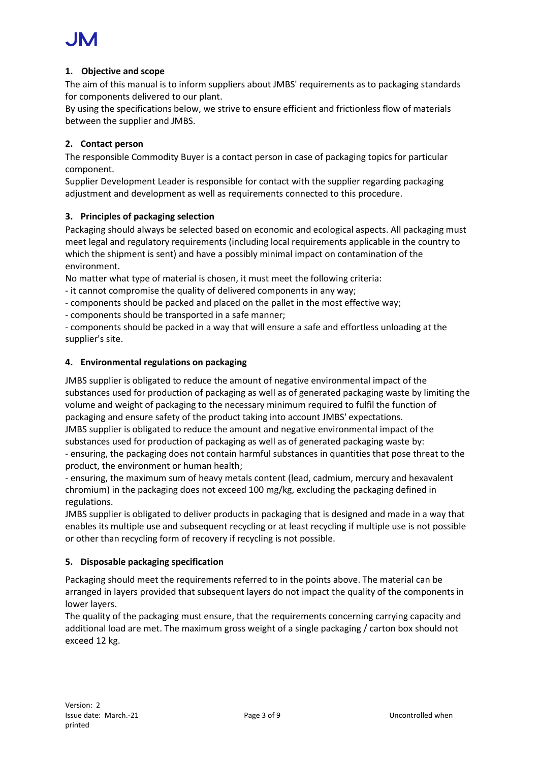## 1. Objective and scope

The aim of this manual is to inform suppliers about JMBS' requirements as to packaging standards for components delivered to our plant.

By using the specifications below, we strive to ensure efficient and frictionless flow of materials between the supplier and JMBS.

## 2. Contact person

The responsible Commodity Buyer is a contact person in case of packaging topics for particular component.

Supplier Development Leader is responsible for contact with the supplier regarding packaging adjustment and development as well as requirements connected to this procedure.

## 3. Principles of packaging selection

Packaging should always be selected based on economic and ecological aspects. All packaging must meet legal and regulatory requirements (including local requirements applicable in the country to which the shipment is sent) and have a possibly minimal impact on contamination of the environment.

No matter what type of material is chosen, it must meet the following criteria:

- it cannot compromise the quality of delivered components in any way;
- components should be packed and placed on the pallet in the most effective way;
- components should be transported in a safe manner;
- components should be packed in a way that will ensure a safe and effortless unloading at the supplier's site.

## 4. Environmental regulations on packaging

JMBS supplier is obligated to reduce the amount of negative environmental impact of the substances used for production of packaging as well as of generated packaging waste by limiting the volume and weight of packaging to the necessary minimum required to fulfil the function of packaging and ensure safety of the product taking into account JMBS' expectations.

JMBS supplier is obligated to reduce the amount and negative environmental impact of the substances used for production of packaging as well as of generated packaging waste by:

- ensuring, the packaging does not contain harmful substances in quantities that pose threat to the product, the environment or human health;
- ensuring, the maximum sum of heavy metals content (lead, cadmium, mercury and hexavalent chromium) in the packaging does not exceed 100 mg/kg, excluding the packaging defined in regulations.

JMBS supplier is obligated to deliver products in packaging that is designed and made in a way that enables its multiple use and subsequent recycling or at least recycling if multiple use is not possible or other than recycling form of recovery if recycling is not possible.

## 5. Disposable packaging specification

Packaging should meet the requirements referred to in the points above. The material can be arranged in layers provided that subsequent layers do not impact the quality of the components in lower layers.

The quality of the packaging must ensure, that the requirements concerning carrying capacity and additional load are met. The maximum gross weight of a single packaging / carton box should not exceed 12 kg.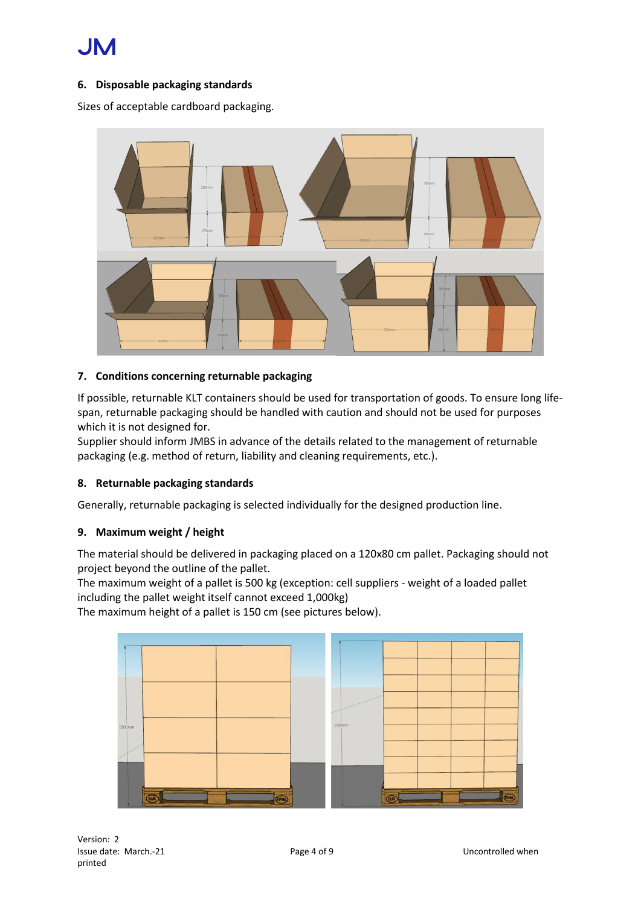## 6. Disposable packaging standards

Sizes of acceptable cardboard packaging.

## 7. Conditions concerning returnable packaging

If possible, returnable KLT containers should be used for transportation of goods. To ensure long life-span, returnable packaging should be handled with caution and should not be used for purposes which it is not designed for.

Supplier should inform JMBS in advance of the details related to the management of returnable packaging (e.g. method of return, liability and cleaning requirements, etc.).

## 8. Returnable packaging standards

Generally, returnable packaging is selected individually for the designed production line.

## 9. Maximum weight / height

The material should be delivered in packaging placed on a 120x80 cm pallet. Packaging should not project beyond the outline of the pallet.

The maximum weight of a pallet is 500 kg (exception: cell suppliers - weight of a loaded pallet including the pallet weight itself cannot exceed 1,000kg)

The maximum height of a pallet is 150 cm (see pictures below).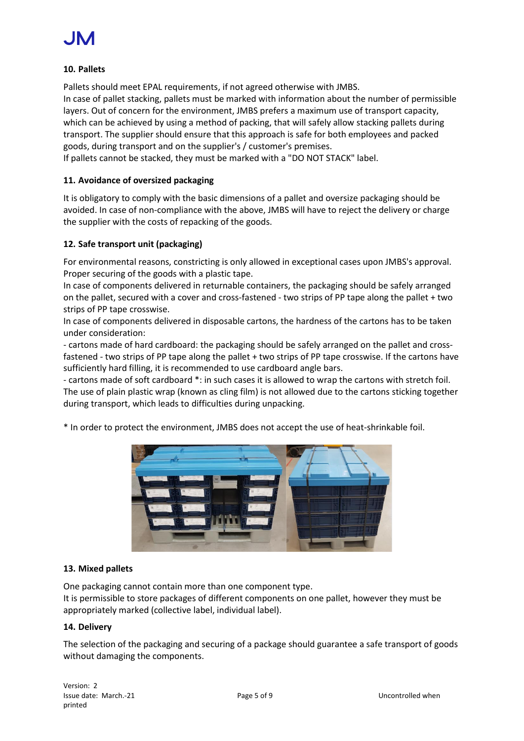## 10. Pallets

Pallets should meet EPAL requirements, if not agreed otherwise with JMBS.
In case of pallet stacking, pallets must be marked with information about the number of permissible layers. Out of concern for the environment, JMBS prefers a maximum use of transport capacity, which can be achieved by using a method of packing, that will safely allow stacking pallets during transport. The supplier should ensure that this approach is safe for both employees and packed goods, during transport and on the supplier's / customer's premises.
If pallets cannot be stacked, they must be marked with a "DO NOT STACK" label.

## 11. Avoidance of oversized packaging

It is obligatory to comply with the basic dimensions of a pallet and oversize packaging should be avoided. In case of non-compliance with the above, JMBS will have to reject the delivery or charge the supplier with the costs of repacking of the goods.

## 12. Safe transport unit (packaging)

For environmental reasons, constricting is only allowed in exceptional cases upon JMBS's approval. Proper securing of the goods with a plastic tape.
In case of components delivered in returnable containers, the packaging should be safely arranged on the pallet, secured with a cover and cross-fastened - two strips of PP tape along the pallet + two strips of PP tape crosswise.
In case of components delivered in disposable cartons, the hardness of the cartons has to be taken under consideration:
- cartons made of hard cardboard: the packaging should be safely arranged on the pallet and cross-fastened - two strips of PP tape along the pallet + two strips of PP tape crosswise. If the cartons have sufficiently hard filling, it is recommended to use cardboard angle bars.
- cartons made of soft cardboard *: in such cases it is allowed to wrap the cartons with stretch foil. The use of plain plastic wrap (known as cling film) is not allowed due to the cartons sticking together during transport, which leads to difficulties during unpacking.

* In order to protect the environment, JMBS does not accept the use of heat-shrinkable foil.

## 13. Mixed pallets

One packaging cannot contain more than one component type.
It is permissible to store packages of different components on one pallet, however they must be appropriately marked (collective label, individual label).

## 14. Delivery

The selection of the packaging and securing of a package should guarantee a safe transport of goods without damaging the components.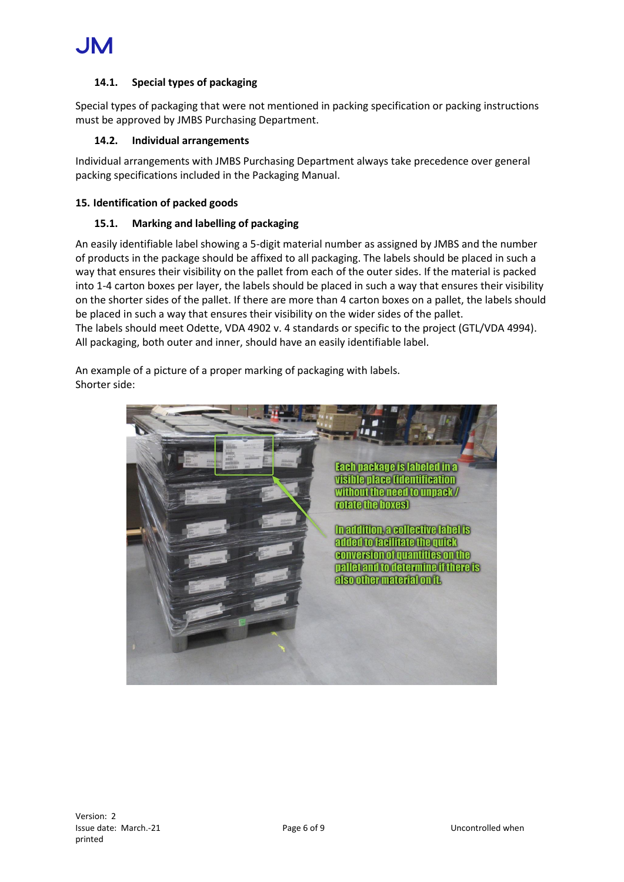### 14.1. Special types of packaging

Special types of packaging that were not mentioned in packing specification or packing instructions must be approved by JMBS Purchasing Department.

### 14.2. Individual arrangements

Individual arrangements with JMBS Purchasing Department always take precedence over general packing specifications included in the Packaging Manual.

## 15. Identification of packed goods

### 15.1. Marking and labelling of packaging

An easily identifiable label showing a 5-digit material number as assigned by JMBS and the number of products in the package should be affixed to all packaging. The labels should be placed in such a way that ensures their visibility on the pallet from each of the outer sides. If the material is packed into 1-4 carton boxes per layer, the labels should be placed in such a way that ensures their visibility on the shorter sides of the pallet. If there are more than 4 carton boxes on a pallet, the labels should be placed in such a way that ensures their visibility on the wider sides of the pallet.
The labels should meet Odette, VDA 4902 v. 4 standards or specific to the project (GTL/VDA 4994).
All packaging, both outer and inner, should have an easily identifiable label.

An example of a picture of a proper marking of packaging with labels.
Shorter side:

Each package is labeled in a visible place (identification without the need to unpack / rotate the boxes)

In addition, a collective label is added to facilitate the quick conversion of quantities on the pallet and to determine if there is also other material on it.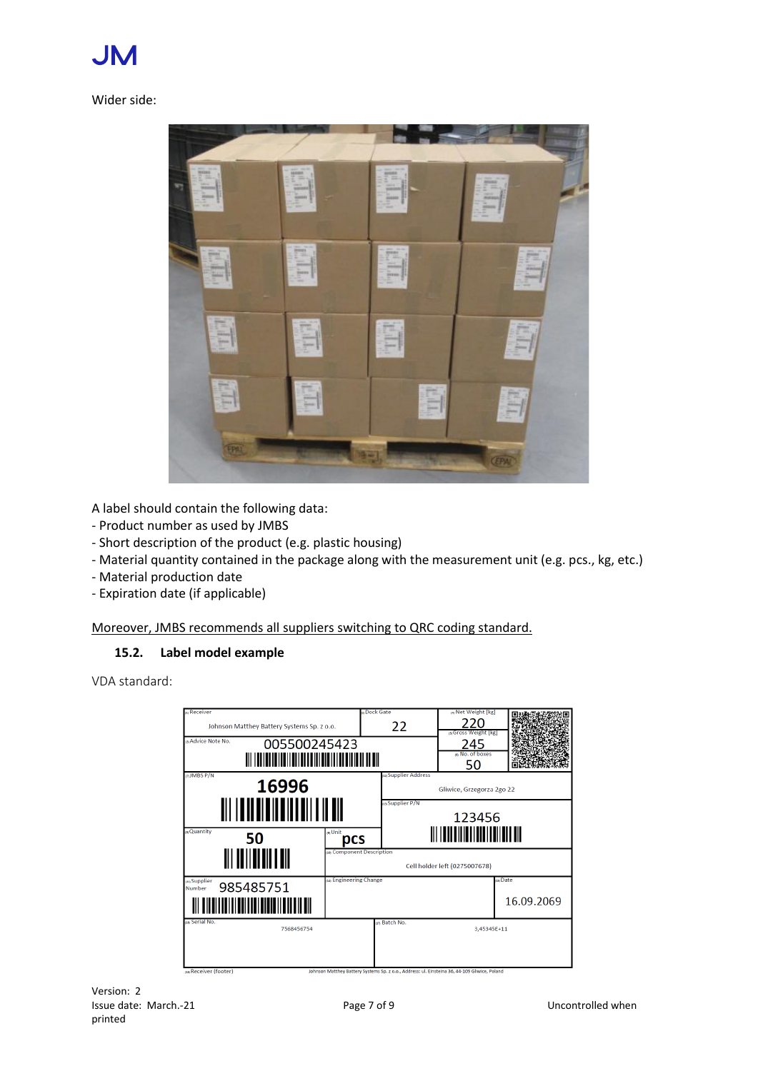Wider side:

A label should contain the following data:

- Product number as used by JMBS
- Short description of the product (e.g. plastic housing)
- Material quantity contained in the package along with the measurement unit (e.g. pcs., kg, etc.)
- Material production date
- Expiration date (if applicable)

<u>Moreover, JMBS recommends all suppliers switching to QRC coding standard.</u>

### 15.2. Label model example

VDA standard:

| (1) Receiver | (2) Dock Gate | (6) Net Weight [kg] | |
|---|---|---|---|
| Johnson Matthey Battery Systems Sp. z o.o. | 22 | 220 | |
| (3) Advice Note No. 005500245423 | | (5) Gross Weight [kg] 245 | |
| | | (6) No. of boxes 50 | |
| (7) JMBS P/N 16996 | (12) Supplier Address Gliwice, Grzegorza 2go 22 | | |
| | (13) Supplier P/N 123456 | | |
| (8) Quantity 50 | (9) Unit pcs | | |
| | (10) Component Description Cell holder left (0275007678) | | |
| (14) Supplier Number 985485751 | (16) Engineering Change | (15) Date 16.09.2069 | |
| (16) Serial No. 7568456754 | (17) Batch No. 3,45345E+11 | | |
| (18) Receiver (footer) | Johnson Matthey Battery Systems Sp. z o.o., Address: ul. Einsteina 36, 44-109 Gliwice, Poland | | |

Version: 2
Issue date: March.-21

Uncontrolled when printed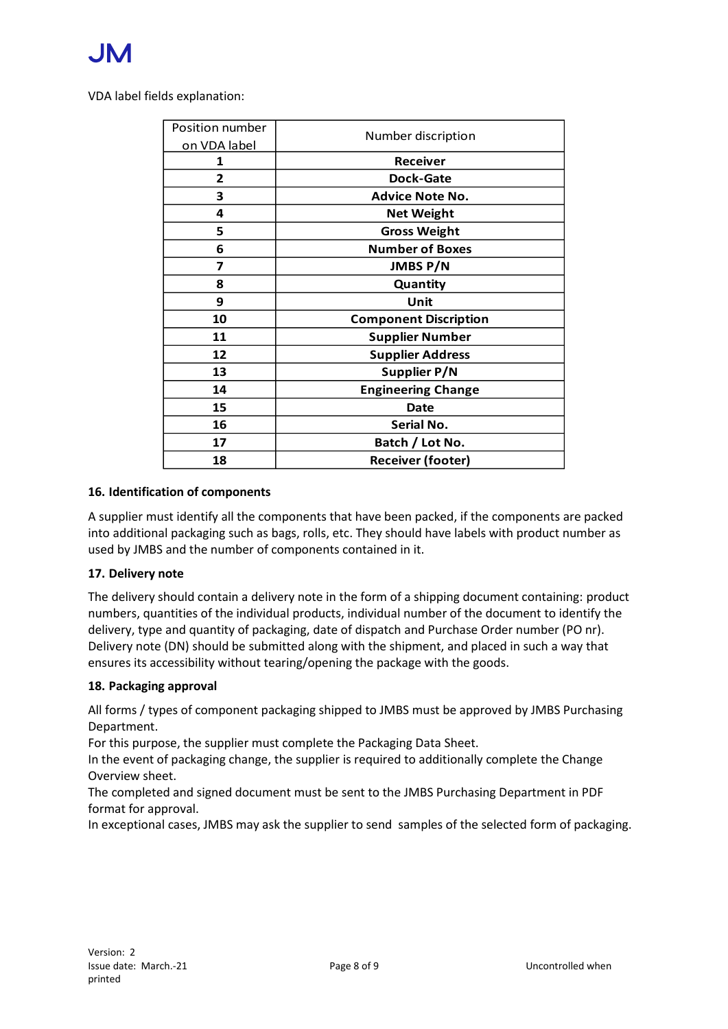VDA label fields explanation:

| Position number on VDA label | Number discription |
|---|---|
| **1** | **Receiver** |
| **2** | **Dock-Gate** |
| **3** | **Advice Note No.** |
| **4** | **Net Weight** |
| **5** | **Gross Weight** |
| **6** | **Number of Boxes** |
| **7** | **JMBS P/N** |
| **8** | **Quantity** |
| **9** | **Unit** |
| **10** | **Component Discription** |
| **11** | **Supplier Number** |
| **12** | **Supplier Address** |
| **13** | **Supplier P/N** |
| **14** | **Engineering Change** |
| **15** | **Date** |
| **16** | **Serial No.** |
| **17** | **Batch / Lot No.** |
| **18** | **Receiver (footer)** |

### 16. Identification of components

A supplier must identify all the components that have been packed, if the components are packed into additional packaging such as bags, rolls, etc. They should have labels with product number as used by JMBS and the number of components contained in it.

### 17. Delivery note

The delivery should contain a delivery note in the form of a shipping document containing: product numbers, quantities of the individual products, individual number of the document to identify the delivery, type and quantity of packaging, date of dispatch and Purchase Order number (PO nr). Delivery note (DN) should be submitted along with the shipment, and placed in such a way that ensures its accessibility without tearing/opening the package with the goods.

### 18. Packaging approval

All forms / types of component packaging shipped to JMBS must be approved by JMBS Purchasing Department.
For this purpose, the supplier must complete the Packaging Data Sheet.
In the event of packaging change, the supplier is required to additionally complete the Change Overview sheet.
The completed and signed document must be sent to the JMBS Purchasing Department in PDF format for approval.
In exceptional cases, JMBS may ask the supplier to send samples of the selected form of packaging.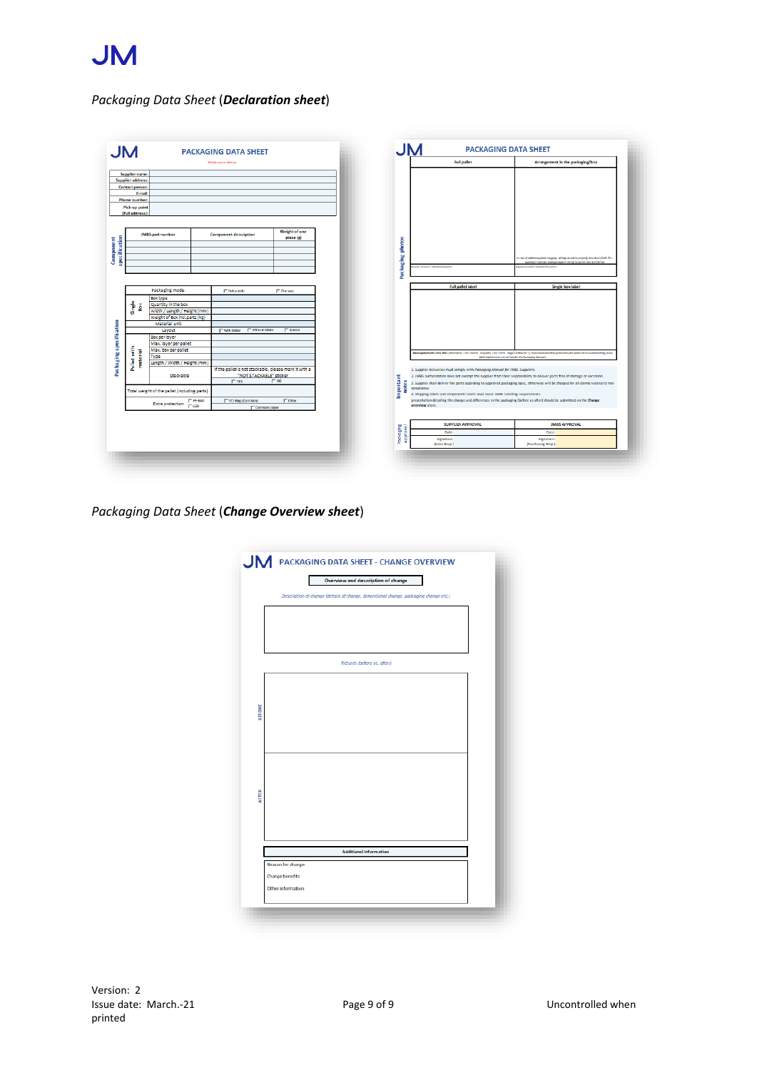Packaging Data Sheet (***Declaration sheet***)

Packaging Data Sheet (***Change Overview sheet***)

Version: 2
Issue date: March.-21

Uncontrolled when printed